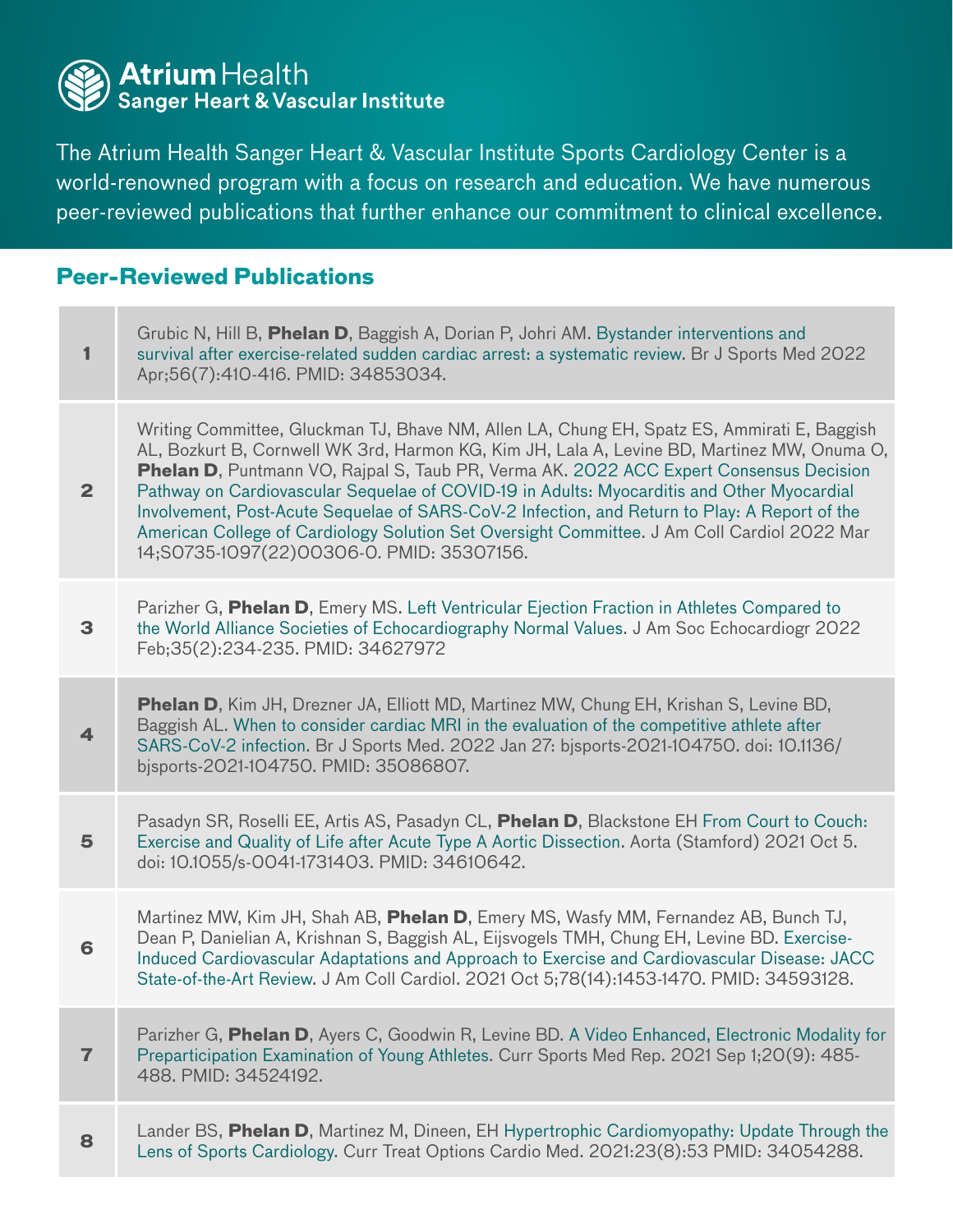**Atrium Health**
**Sanger Heart & Vascular Institute**

The Atrium Health Sanger Heart & Vascular Institute Sports Cardiology Center is a world-renowned program with a focus on research and education. We have numerous peer-reviewed publications that further enhance our commitment to clinical excellence.

## Peer-Reviewed Publications

| | |
|---|---|
| **1** | Grubic N, Hill B, **Phelan D**, Baggish A, Dorian P, Johri AM. Bystander interventions and survival after exercise-related sudden cardiac arrest: a systematic review. Br J Sports Med 2022 Apr;56(7):410-416. PMID: 34853034. |
| **2** | Writing Committee, Gluckman TJ, Bhave NM, Allen LA, Chung EH, Spatz ES, Ammirati E, Baggish AL, Bozkurt B, Cornwell WK 3rd, Harmon KG, Kim JH, Lala A, Levine BD, Martinez MW, Onuma O, **Phelan D**, Puntmann VO, Rajpal S, Taub PR, Verma AK. 2022 ACC Expert Consensus Decision Pathway on Cardiovascular Sequelae of COVID-19 in Adults: Myocarditis and Other Myocardial Involvement, Post-Acute Sequelae of SARS-CoV-2 Infection, and Return to Play: A Report of the American College of Cardiology Solution Set Oversight Committee. J Am Coll Cardiol 2022 Mar 14;S0735-1097(22)00306-0. PMID: 35307156. |
| **3** | Parizher G, **Phelan D**, Emery MS. Left Ventricular Ejection Fraction in Athletes Compared to the World Alliance Societies of Echocardiography Normal Values. J Am Soc Echocardiogr 2022 Feb;35(2):234-235. PMID: 34627972 |
| **4** | **Phelan D**, Kim JH, Drezner JA, Elliott MD, Martinez MW, Chung EH, Krishan S, Levine BD, Baggish AL. When to consider cardiac MRI in the evaluation of the competitive athlete after SARS-CoV-2 infection. Br J Sports Med. 2022 Jan 27: bjsports-2021-104750. doi: 10.1136/bjsports-2021-104750. PMID: 35086807. |
| **5** | Pasadyn SR, Roselli EE, Artis AS, Pasadyn CL, **Phelan D**, Blackstone EH From Court to Couch: Exercise and Quality of Life after Acute Type A Aortic Dissection. Aorta (Stamford) 2021 Oct 5. doi: 10.1055/s-0041-1731403. PMID: 34610642. |
| **6** | Martinez MW, Kim JH, Shah AB, **Phelan D**, Emery MS, Wasfy MM, Fernandez AB, Bunch TJ, Dean P, Danielian A, Krishnan S, Baggish AL, Eijsvogels TMH, Chung EH, Levine BD. Exercise-Induced Cardiovascular Adaptations and Approach to Exercise and Cardiovascular Disease: JACC State-of-the-Art Review. J Am Coll Cardiol. 2021 Oct 5;78(14):1453-1470. PMID: 34593128. |
| **7** | Parizher G, **Phelan D**, Ayers C, Goodwin R, Levine BD. A Video Enhanced, Electronic Modality for Preparticipation Examination of Young Athletes. Curr Sports Med Rep. 2021 Sep 1;20(9): 485-488. PMID: 34524192. |
| **8** | Lander BS, **Phelan D**, Martinez M, Dineen, EH Hypertrophic Cardiomyopathy: Update Through the Lens of Sports Cardiology. Curr Treat Options Cardio Med. 2021:23(8):53 PMID: 34054288. |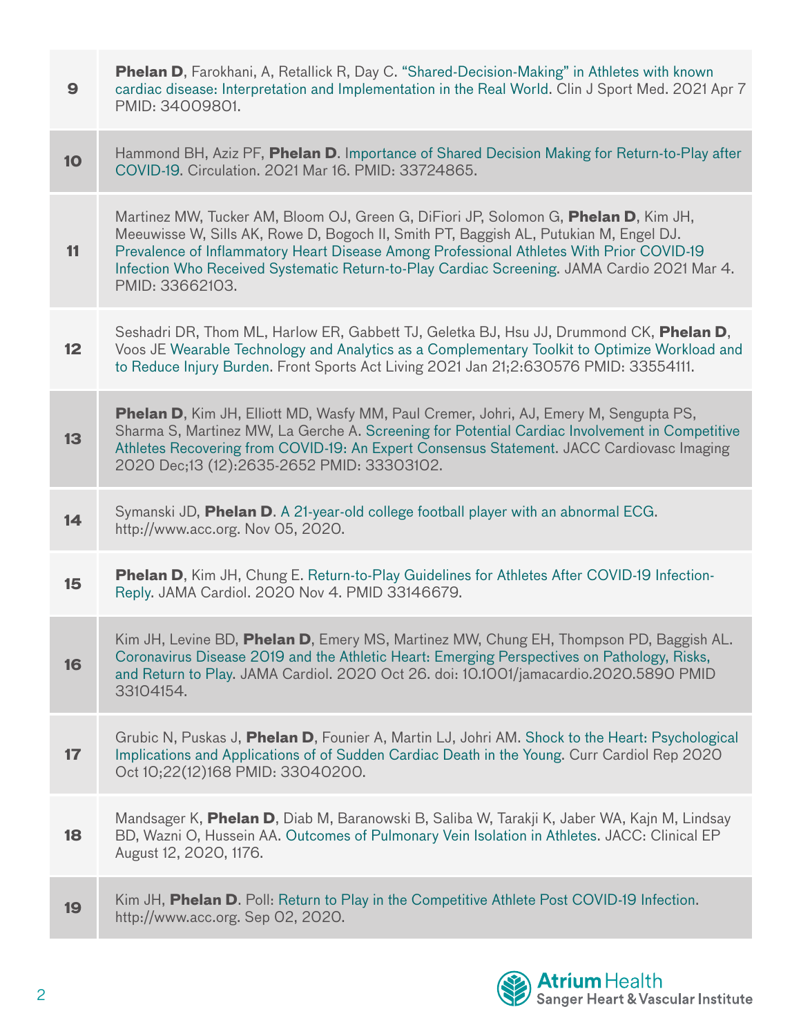| | |
|---|---|
| 9 | **Phelan D**, Farokhani, A, Retallick R, Day C. "Shared-Decision-Making" in Athletes with known cardiac disease: Interpretation and Implementation in the Real World. Clin J Sport Med. 2021 Apr 7 PMID: 34009801. |
| 10 | Hammond BH, Aziz PF, **Phelan D**. Importance of Shared Decision Making for Return-to-Play after COVID-19. Circulation. 2021 Mar 16. PMID: 33724865. |
| 11 | Martinez MW, Tucker AM, Bloom OJ, Green G, DiFiori JP, Solomon G, **Phelan D**, Kim JH, Meeuwisse W, Sills AK, Rowe D, Bogoch II, Smith PT, Baggish AL, Putukian M, Engel DJ. Prevalence of Inflammatory Heart Disease Among Professional Athletes With Prior COVID-19 Infection Who Received Systematic Return-to-Play Cardiac Screening. JAMA Cardio 2021 Mar 4. PMID: 33662103. |
| 12 | Seshadri DR, Thom ML, Harlow ER, Gabbett TJ, Geletka BJ, Hsu JJ, Drummond CK, **Phelan D**, Voos JE Wearable Technology and Analytics as a Complementary Toolkit to Optimize Workload and to Reduce Injury Burden. Front Sports Act Living 2021 Jan 21;2:630576 PMID: 33554111. |
| 13 | **Phelan D**, Kim JH, Elliott MD, Wasfy MM, Paul Cremer, Johri, AJ, Emery M, Sengupta PS, Sharma S, Martinez MW, La Gerche A. Screening for Potential Cardiac Involvement in Competitive Athletes Recovering from COVID-19: An Expert Consensus Statement. JACC Cardiovasc Imaging 2020 Dec;13 (12):2635-2652 PMID: 33303102. |
| 14 | Symanski JD, **Phelan D**. A 21-year-old college football player with an abnormal ECG. http://www.acc.org. Nov 05, 2020. |
| 15 | **Phelan D**, Kim JH, Chung E. Return-to-Play Guidelines for Athletes After COVID-19 Infection-Reply. JAMA Cardiol. 2020 Nov 4. PMID 33146679. |
| 16 | Kim JH, Levine BD, **Phelan D**, Emery MS, Martinez MW, Chung EH, Thompson PD, Baggish AL. Coronavirus Disease 2019 and the Athletic Heart: Emerging Perspectives on Pathology, Risks, and Return to Play. JAMA Cardiol. 2020 Oct 26. doi: 10.1001/jamacardio.2020.5890 PMID 33104154. |
| 17 | Grubic N, Puskas J, **Phelan D**, Founier A, Martin LJ, Johri AM. Shock to the Heart: Psychological Implications and Applications of of Sudden Cardiac Death in the Young. Curr Cardiol Rep 2020 Oct 10;22(12)168 PMID: 33040200. |
| 18 | Mandsager K, **Phelan D**, Diab M, Baranowski B, Saliba W, Tarakji K, Jaber WA, Kajn M, Lindsay BD, Wazni O, Hussein AA. Outcomes of Pulmonary Vein Isolation in Athletes. JACC: Clinical EP August 12, 2020, 1176. |
| 19 | Kim JH, **Phelan D**. Poll: Return to Play in the Competitive Athlete Post COVID-19 Infection. http://www.acc.org. Sep 02, 2020. |

Atrium Health
Sanger Heart & Vascular Institute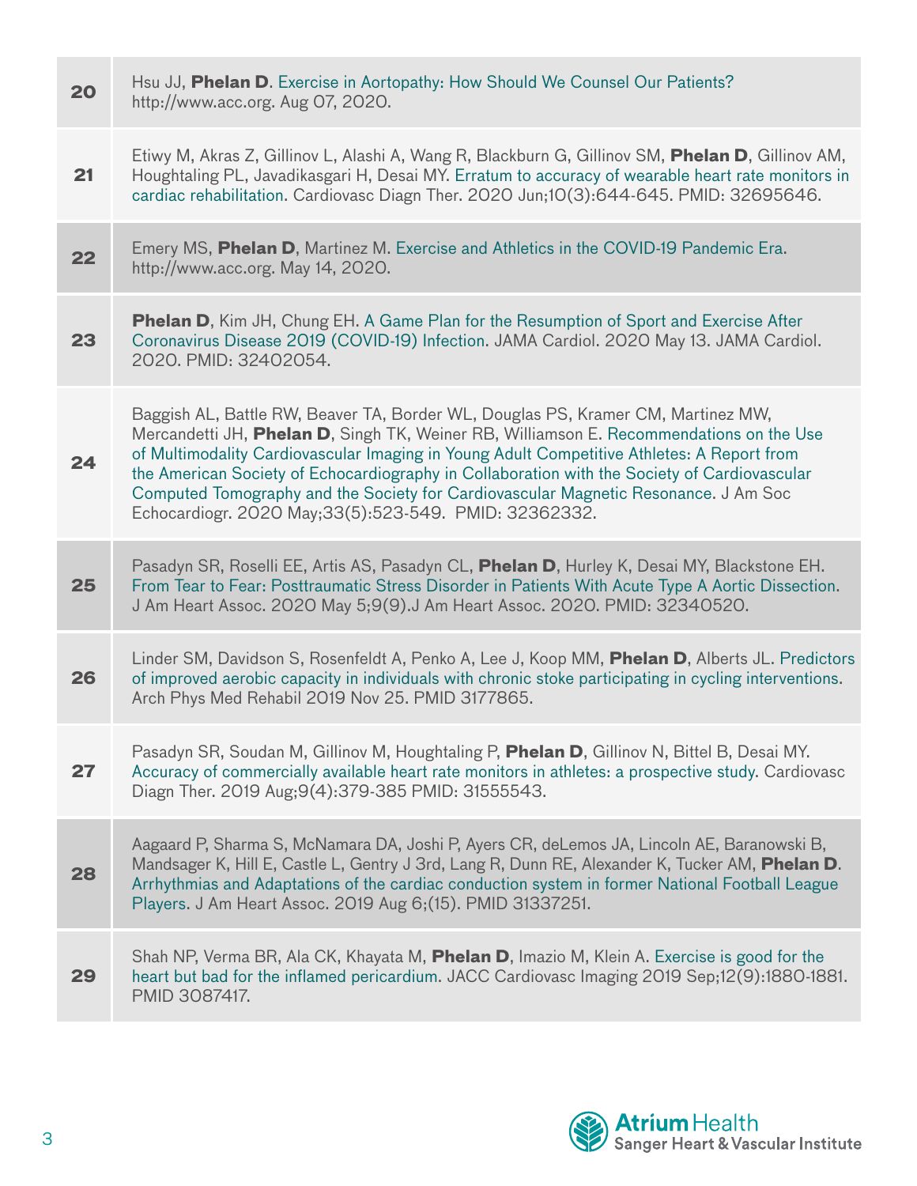| | |
|---|---|
| **20** | Hsu JJ, **Phelan D**. Exercise in Aortopathy: How Should We Counsel Our Patients? http://www.acc.org. Aug 07, 2020. |
| **21** | Etiwy M, Akras Z, Gillinov L, Alashi A, Wang R, Blackburn G, Gillinov SM, **Phelan D**, Gillinov AM, Houghtaling PL, Javadikasgari H, Desai MY. Erratum to accuracy of wearable heart rate monitors in cardiac rehabilitation. Cardiovasc Diagn Ther. 2020 Jun;10(3):644-645. PMID: 32695646. |
| **22** | Emery MS, **Phelan D**, Martinez M. Exercise and Athletics in the COVID-19 Pandemic Era. http://www.acc.org. May 14, 2020. |
| **23** | **Phelan D**, Kim JH, Chung EH. A Game Plan for the Resumption of Sport and Exercise After Coronavirus Disease 2019 (COVID-19) Infection. JAMA Cardiol. 2020 May 13. JAMA Cardiol. 2020. PMID: 32402054. |
| **24** | Baggish AL, Battle RW, Beaver TA, Border WL, Douglas PS, Kramer CM, Martinez MW, Mercandetti JH, **Phelan D**, Singh TK, Weiner RB, Williamson E. Recommendations on the Use of Multimodality Cardiovascular Imaging in Young Adult Competitive Athletes: A Report from the American Society of Echocardiography in Collaboration with the Society of Cardiovascular Computed Tomography and the Society for Cardiovascular Magnetic Resonance. J Am Soc Echocardiogr. 2020 May;33(5):523-549. PMID: 32362332. |
| **25** | Pasadyn SR, Roselli EE, Artis AS, Pasadyn CL, **Phelan D**, Hurley K, Desai MY, Blackstone EH. From Tear to Fear: Posttraumatic Stress Disorder in Patients With Acute Type A Aortic Dissection. J Am Heart Assoc. 2020 May 5;9(9).J Am Heart Assoc. 2020. PMID: 32340520. |
| **26** | Linder SM, Davidson S, Rosenfeldt A, Penko A, Lee J, Koop MM, **Phelan D**, Alberts JL. Predictors of improved aerobic capacity in individuals with chronic stoke participating in cycling interventions. Arch Phys Med Rehabil 2019 Nov 25. PMID 3177865. |
| **27** | Pasadyn SR, Soudan M, Gillinov M, Houghtaling P, **Phelan D**, Gillinov N, Bittel B, Desai MY. Accuracy of commercially available heart rate monitors in athletes: a prospective study. Cardiovasc Diagn Ther. 2019 Aug;9(4):379-385 PMID: 31555543. |
| **28** | Aagaard P, Sharma S, McNamara DA, Joshi P, Ayers CR, deLemos JA, Lincoln AE, Baranowski B, Mandsager K, Hill E, Castle L, Gentry J 3rd, Lang R, Dunn RE, Alexander K, Tucker AM, **Phelan D**. Arrhythmias and Adaptations of the cardiac conduction system in former National Football League Players. J Am Heart Assoc. 2019 Aug 6;(15). PMID 31337251. |
| **29** | Shah NP, Verma BR, Ala CK, Khayata M, **Phelan D**, Imazio M, Klein A. Exercise is good for the heart but bad for the inflamed pericardium. JACC Cardiovasc Imaging 2019 Sep;12(9):1880-1881. PMID 3087417. |

Atrium Health
Sanger Heart & Vascular Institute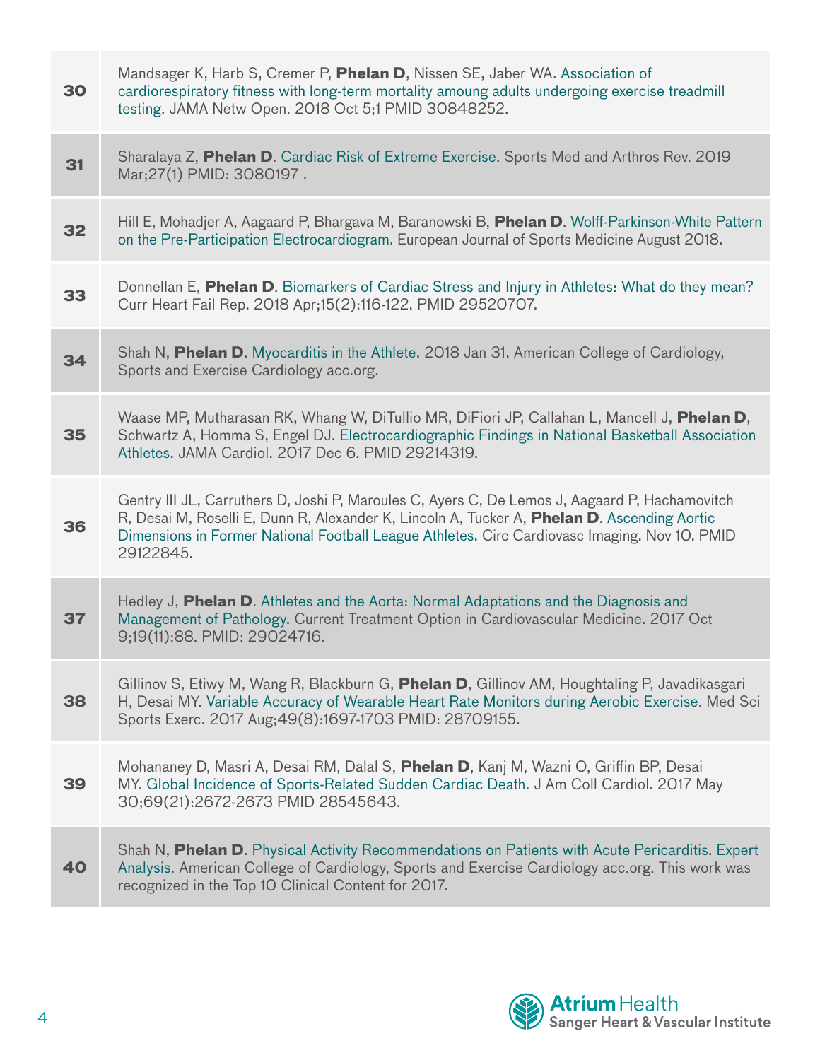| | |
|---|---|
| **30** | Mandsager K, Harb S, Cremer P, **Phelan D**, Nissen SE, Jaber WA. Association of cardiorespiratory fitness with long-term mortality amoung adults undergoing exercise treadmill testing. JAMA Netw Open. 2018 Oct 5;1 PMID 30848252. |
| **31** | Sharalaya Z, **Phelan D**. Cardiac Risk of Extreme Exercise. Sports Med and Arthros Rev. 2019 Mar;27(1) PMID: 3080197 . |
| **32** | Hill E, Mohadjer A, Aagaard P, Bhargava M, Baranowski B, **Phelan D**. Wolff-Parkinson-White Pattern on the Pre-Participation Electrocardiogram. European Journal of Sports Medicine August 2018. |
| **33** | Donnellan E, **Phelan D**. Biomarkers of Cardiac Stress and Injury in Athletes: What do they mean? Curr Heart Fail Rep. 2018 Apr;15(2):116-122. PMID 29520707. |
| **34** | Shah N, **Phelan D**. Myocarditis in the Athlete. 2018 Jan 31. American College of Cardiology, Sports and Exercise Cardiology acc.org. |
| **35** | Waase MP, Mutharasan RK, Whang W, DiTullio MR, DiFiori JP, Callahan L, Mancell J, **Phelan D**, Schwartz A, Homma S, Engel DJ. Electrocardiographic Findings in National Basketball Association Athletes. JAMA Cardiol. 2017 Dec 6. PMID 29214319. |
| **36** | Gentry III JL, Carruthers D, Joshi P, Maroules C, Ayers C, De Lemos J, Aagaard P, Hachamovitch R, Desai M, Roselli E, Dunn R, Alexander K, Lincoln A, Tucker A, **Phelan D**. Ascending Aortic Dimensions in Former National Football League Athletes. Circ Cardiovasc Imaging. Nov 10. PMID 29122845. |
| **37** | Hedley J, **Phelan D**. Athletes and the Aorta: Normal Adaptations and the Diagnosis and Management of Pathology. Current Treatment Option in Cardiovascular Medicine. 2017 Oct 9;19(11):88. PMID: 29024716. |
| **38** | Gillinov S, Etiwy M, Wang R, Blackburn G, **Phelan D**, Gillinov AM, Houghtaling P, Javadikasgari H, Desai MY. Variable Accuracy of Wearable Heart Rate Monitors during Aerobic Exercise. Med Sci Sports Exerc. 2017 Aug;49(8):1697-1703 PMID: 28709155. |
| **39** | Mohananey D, Masri A, Desai RM, Dalal S, **Phelan D**, Kanj M, Wazni O, Griffin BP, Desai MY. Global Incidence of Sports-Related Sudden Cardiac Death. J Am Coll Cardiol. 2017 May 30;69(21):2672-2673 PMID 28545643. |
| **40** | Shah N, **Phelan D**. Physical Activity Recommendations on Patients with Acute Pericarditis. Expert Analysis. American College of Cardiology, Sports and Exercise Cardiology acc.org. This work was recognized in the Top 10 Clinical Content for 2017. |

Atrium Health
Sanger Heart & Vascular Institute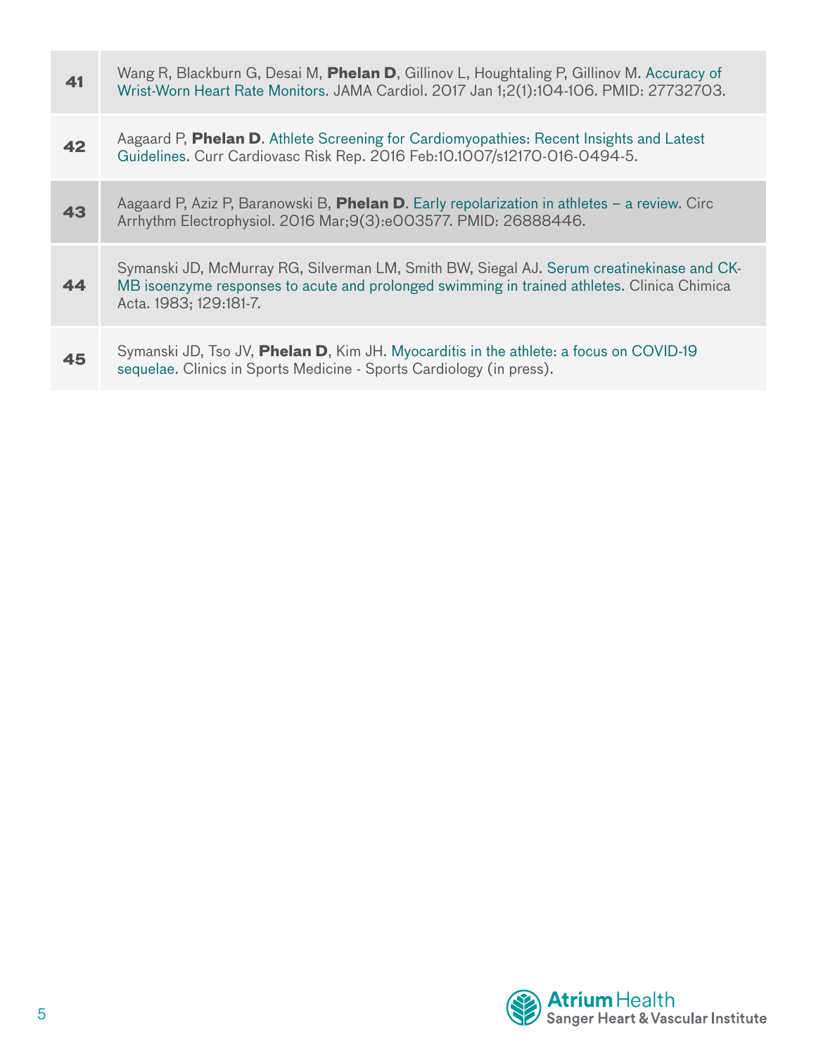| | |
|---|---|
| **41** | Wang R, Blackburn G, Desai M, **Phelan D**, Gillinov L, Houghtaling P, Gillinov M. Accuracy of Wrist-Worn Heart Rate Monitors. JAMA Cardiol. 2017 Jan 1;2(1):104-106. PMID: 27732703. |
| **42** | Aagaard P, **Phelan D**. Athlete Screening for Cardiomyopathies: Recent Insights and Latest Guidelines. Curr Cardiovasc Risk Rep. 2016 Feb:10.1007/s12170-016-0494-5. |
| **43** | Aagaard P, Aziz P, Baranowski B, **Phelan D**. Early repolarization in athletes – a review. Circ Arrhythm Electrophysiol. 2016 Mar;9(3):e003577. PMID: 26888446. |
| **44** | Symanski JD, McMurray RG, Silverman LM, Smith BW, Siegal AJ. Serum creatinekinase and CK-MB isoenzyme responses to acute and prolonged swimming in trained athletes. Clinica Chimica Acta. 1983; 129:181-7. |
| **45** | Symanski JD, Tso JV, **Phelan D**, Kim JH. Myocarditis in the athlete: a focus on COVID-19 sequelae. Clinics in Sports Medicine - Sports Cardiology (in press). |

Atrium Health
Sanger Heart & Vascular Institute